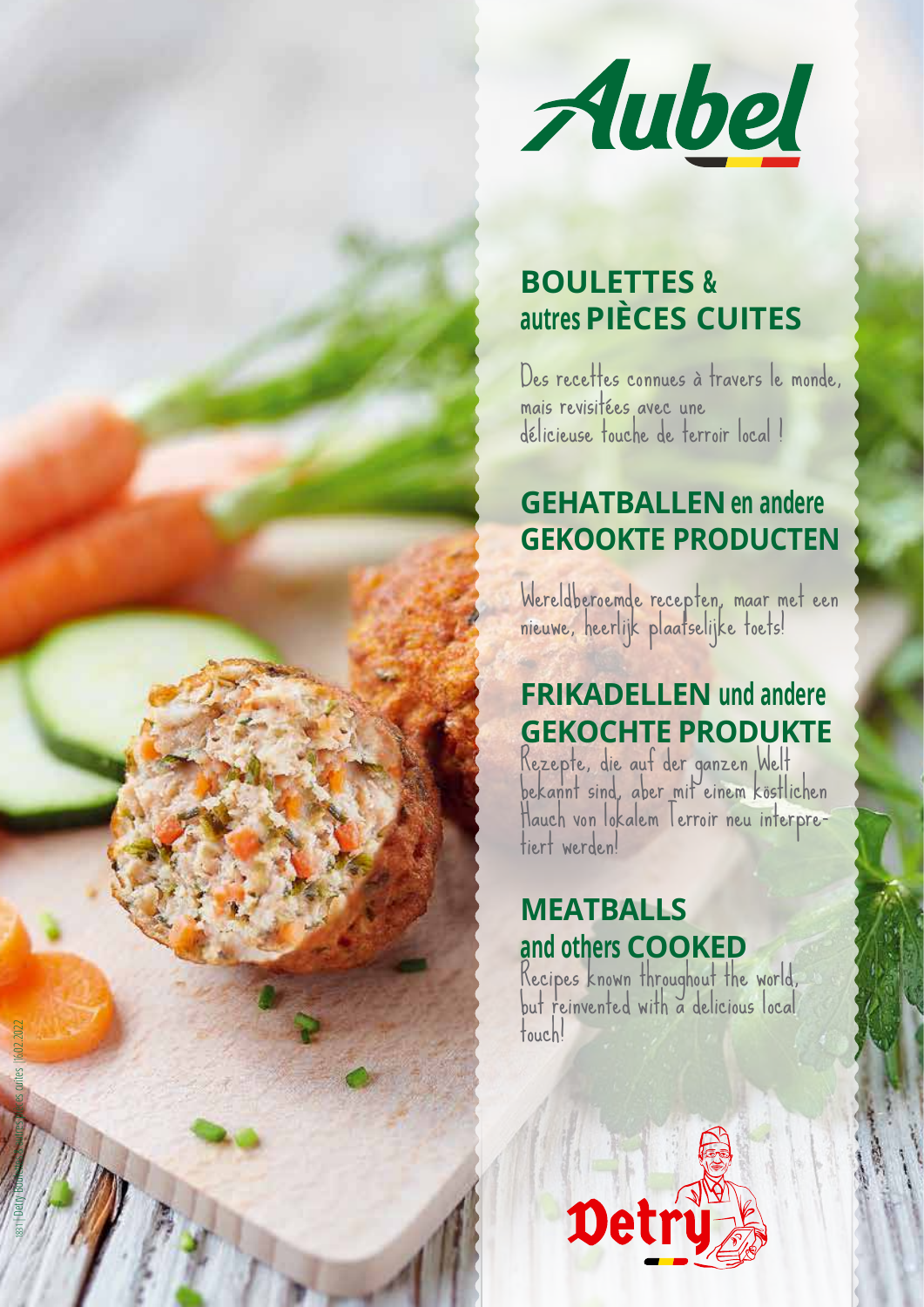Aubel

## BOULETTES & autres PIÈCES CUITES

Des recettes connues à travers le monde, mais revisitées avec une délicieuse touche de terroir local !

## GEHATBALLEN en andere GEKOOKTE PRODUCTEN

Wereldberoemde recepten, maar met een nieuwe, heerlijk plaatselijke toets!

## FRIKADELLEN und andere GEKOCHTE PRODUKTE

Rezepte, die auf der ganzen Welt bekannt sind, aber mit einem köstlichen Hauch von lokalem Terroir neu interpretiert werden!

## MEATBALLS and others COOKED

Recipes known throughout the world, but reinvented with a delicious local touch!

Detry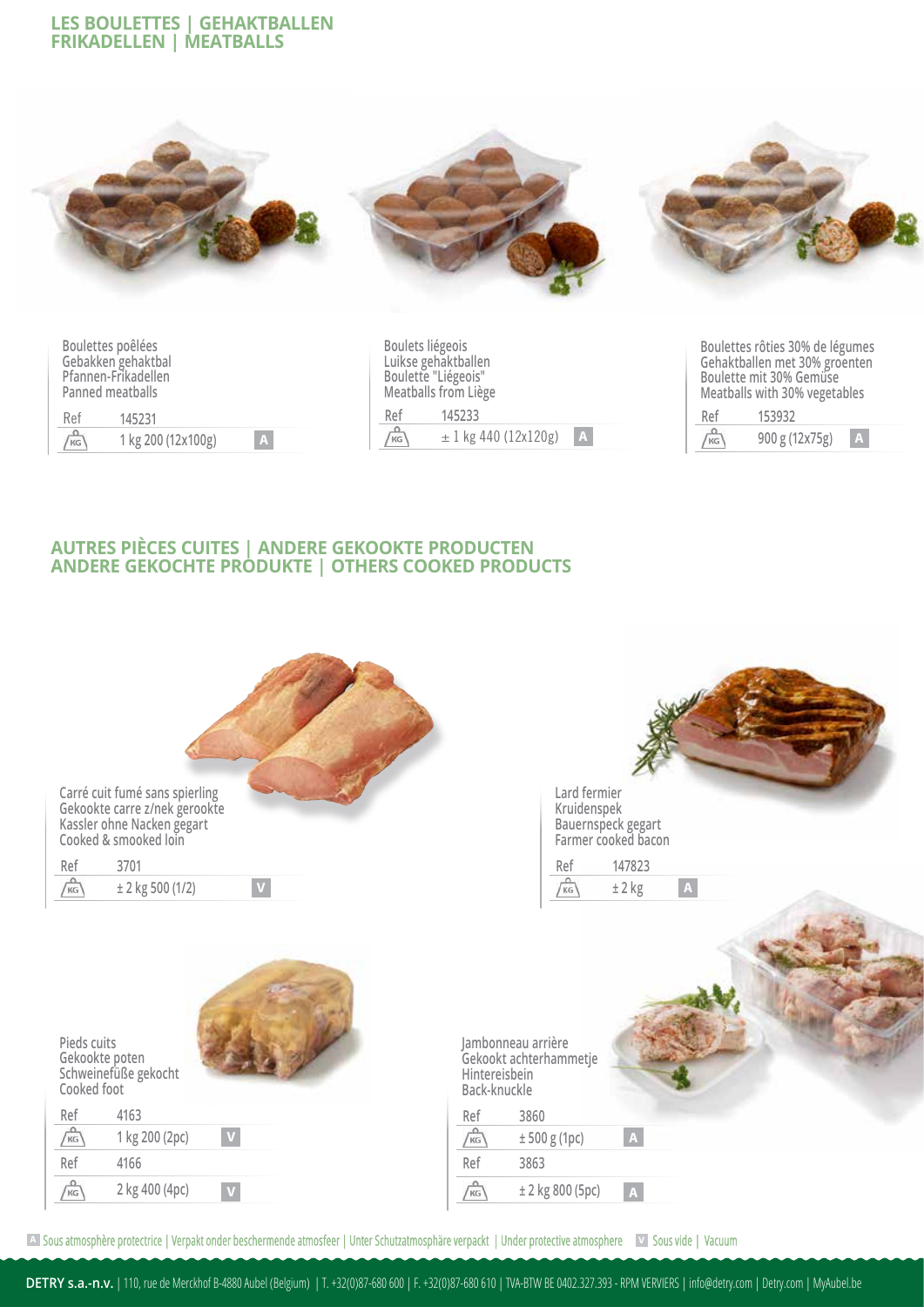## LES BOULETTES | GEHAKTBALLEN FRIKADELLEN | MEATBALLS

Boulettes poêlées
Gebakken gehaktbal
Pfannen-Frikadellen
Panned meatballs

| Ref | 145231 | |
|---|---|---|
| KG | 1 kg 200 (12x100g) | A |

Boulets liégeois
Luikse gehaktballen
Boulette "Liégeois"
Meatballs from Liège

| Ref | 145233 | |
|---|---|---|
| KG | ± 1 kg 440 (12x120g) | A |

Boulettes rôties 30% de légumes
Gehaktballen met 30% groenten
Boulette mit 30% Gemüse
Meatballs with 30% vegetables

| Ref | 153932 | |
|---|---|---|
| KG | 900 g (12x75g) | A |

## AUTRES PIÈCES CUITES | ANDERE GEKOOKTE PRODUCTEN ANDERE GEKOCHTE PRODUKTE | OTHERS COOKED PRODUCTS

Carré cuit fumé sans spierling
Gekookte carre z/nek gerookte
Kassler ohne Nacken gegart
Cooked & smooked loin

| Ref | 3701 | |
|---|---|---|
| KG | ± 2 kg 500 (1/2) | V |

Lard fermier
Kruidenspek
Bauernspeck gegart
Farmer cooked bacon

| Ref | 147823 | |
|---|---|---|
| KG | ± 2 kg | A |

Pieds cuits
Gekookte poten
Schweinefüße gekocht
Cooked foot

| Ref | 4163 | |
|---|---|---|
| KG | 1 kg 200 (2pc) | V |
| Ref | 4166 | |
| KG | 2 kg 400 (4pc) | V |

Jambonneau arrière
Gekookt achterhammetje
Hintereisbein
Back-knuckle

| Ref | 3860 | |
|---|---|---|
| KG | ± 500 g (1pc) | A |
| Ref | 3863 | |
| KG | ± 2 kg 800 (5pc) | A |

A Sous atmosphère protectrice | Verpakt onder beschermende atmosfeer | Unter Schutzatmosphäre verpackt | Under protective atmosphere V Sous vide | Vacuum

**DETRY s.a.-n.v.** | 110, rue de Merckhof B-4880 Aubel (Belgium) | T. +32(0)87-680 600 | F. +32(0)87-680 610 | TVA-BTW BE 0402.327.393 - RPM VERVIERS | info@detry.com | Detry.com | MyAubel.be